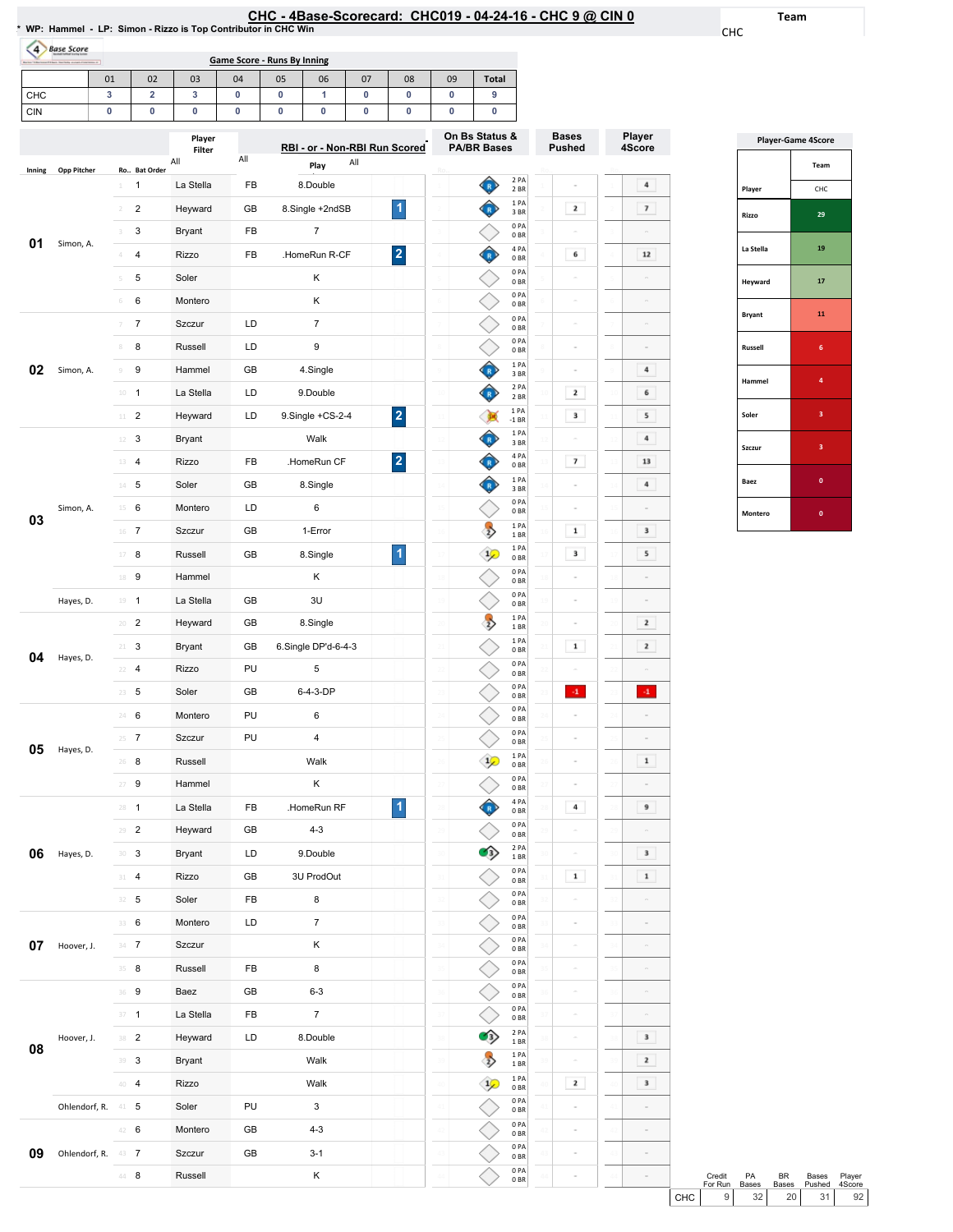# CHC - 4Base-Scorecard: CHC019 - 04-24-16 - CHC 9 @ CIN 0

\* WP: Hammel - LP: Simon - Rizzo is Top Contributor in CHC Win

Team: CHC

## Game Score - Runs By Inning

| | 01 | 02 | 03 | 04 | 05 | 06 | 07 | 08 | 09 | Total |
|---|---|---|---|---|---|---|---|---|---|---|
| CHC | 3 | 2 | 3 | 0 | 0 | 1 | 0 | 0 | 0 | 9 |
| CIN | 0 | 0 | 0 | 0 | 0 | 0 | 0 | 0 | 0 | 0 |

| Inning | Opp Pitcher | Ro.. | Bat Order | Player | | Play | RBI | On Bs Status & PA/BR Bases | Bases Pushed | Player 4Score |
|---|---|---|---|---|---|---|---|---|---|---|
| 01 | Simon, A. | 1 | 1 | La Stella | FB | 8.Double | | 2 PA 2 BR | - | 4 |
| | | 2 | 2 | Heyward | GB | 8.Single +2ndSB | 1 | 1 PA 3 BR | 2 | 7 |
| | | 3 | 3 | Bryant | FB | 7 | | 0 PA 0 BR | - | - |
| | | 4 | 4 | Rizzo | FB | .HomeRun R-CF | 2 | 4 PA 0 BR | 6 | 12 |
| | | 5 | 5 | Soler | | K | | 0 PA 0 BR | - | - |
| | | 6 | 6 | Montero | | K | | 0 PA 0 BR | - | - |
| 02 | Simon, A. | 7 | 7 | Szczur | LD | 7 | | 0 PA 0 BR | - | - |
| | | 8 | 8 | Russell | LD | 9 | | 0 PA 0 BR | - | - |
| | | 9 | 9 | Hammel | GB | 4.Single | | 1 PA 3 BR | - | 4 |
| | | 10 | 1 | La Stella | LD | 9.Double | | 2 PA 2 BR | 2 | 6 |
| | | 11 | 2 | Heyward | LD | 9.Single +CS-2-4 | 2 | 1 PA -1 BR | 3 | 5 |
| 03 | Simon, A. | 12 | 3 | Bryant | | Walk | | 1 PA 3 BR | - | 4 |
| | | 13 | 4 | Rizzo | FB | .HomeRun CF | 2 | 4 PA 0 BR | 7 | 13 |
| | | 14 | 5 | Soler | GB | 8.Single | | 1 PA 3 BR | - | 4 |
| | | 15 | 6 | Montero | LD | 6 | | 0 PA 0 BR | - | - |
| | | 16 | 7 | Szczur | GB | 1-Error | | 1 PA 1 BR | 1 | 3 |
| | | 17 | 8 | Russell | GB | 8.Single | 1 | 1 PA 0 BR | 3 | 5 |
| | | 18 | 9 | Hammel | | K | | 0 PA 0 BR | - | - |
| 04 | Hayes, D. | 19 | 1 | La Stella | GB | 3U | | 0 PA 0 BR | - | - |
| | | 20 | 2 | Heyward | GB | 8.Single | | 1 PA 1 BR | - | 2 |
| | | 21 | 3 | Bryant | GB | 6.Single DP'd-6-4-3 | | 1 PA 0 BR | 1 | 2 |
| | | 22 | 4 | Rizzo | PU | 5 | | 0 PA 0 BR | - | - |
| | | 23 | 5 | Soler | GB | 6-4-3-DP | | 0 PA 0 BR | -1 | -1 |
| 05 | Hayes, D. | 24 | 6 | Montero | PU | 6 | | 0 PA 0 BR | - | - |
| | | 25 | 7 | Szczur | PU | 4 | | 0 PA 0 BR | - | - |
| | | 26 | 8 | Russell | | Walk | | 1 PA 0 BR | - | 1 |
| | | 27 | 9 | Hammel | | K | | 0 PA 0 BR | - | - |
| 06 | Hayes, D. | 28 | 1 | La Stella | FB | .HomeRun RF | 1 | 4 PA 0 BR | 4 | 9 |
| | | 29 | 2 | Heyward | GB | 4-3 | | 0 PA 0 BR | - | - |
| | | 30 | 3 | Bryant | LD | 9.Double | | 2 PA 1 BR | - | 3 |
| | | 31 | 4 | Rizzo | GB | 3U ProdOut | | 0 PA 0 BR | 1 | 1 |
| | | 32 | 5 | Soler | FB | 8 | | 0 PA 0 BR | - | - |
| 07 | Hoover, J. | 33 | 6 | Montero | LD | 7 | | 0 PA 0 BR | - | - |
| | | 34 | 7 | Szczur | | K | | 0 PA 0 BR | - | - |
| | | 35 | 8 | Russell | FB | 8 | | 0 PA 0 BR | - | - |
| | | 36 | 9 | Baez | GB | 6-3 | | 0 PA 0 BR | - | - |
| 08 | Hoover, J. | 37 | 1 | La Stella | FB | 7 | | 0 PA 0 BR | - | - |
| | | 38 | 2 | Heyward | LD | 8.Double | | 2 PA 1 BR | - | 3 |
| | | 39 | 3 | Bryant | | Walk | | 1 PA 1 BR | - | 2 |
| | | 40 | 4 | Rizzo | | Walk | | 1 PA 0 BR | 2 | 3 |
| | Ohlendorf, R. | 41 | 5 | Soler | PU | 3 | | 0 PA 0 BR | - | - |
| 09 | Ohlendorf, R. | 42 | 6 | Montero | GB | 4-3 | | 0 PA 0 BR | - | - |
| | | 43 | 7 | Szczur | GB | 3-1 | | 0 PA 0 BR | - | - |
| | | 44 | 8 | Russell | | K | | 0 PA 0 BR | - | - |

## Player-Game 4Score

| Player | CHC |
|---|---|
| Rizzo | 29 |
| La Stella | 19 |
| Heyward | 17 |
| Bryant | 11 |
| Russell | 6 |
| Hammel | 4 |
| Soler | 3 |
| Szczur | 3 |
| Baez | 0 |
| Montero | 0 |

| | Credit For Run | PA Bases | BR Bases | Bases Pushed | Player 4Score |
|---|---|---|---|---|---|
| CHC | 9 | 32 | 20 | 31 | 92 |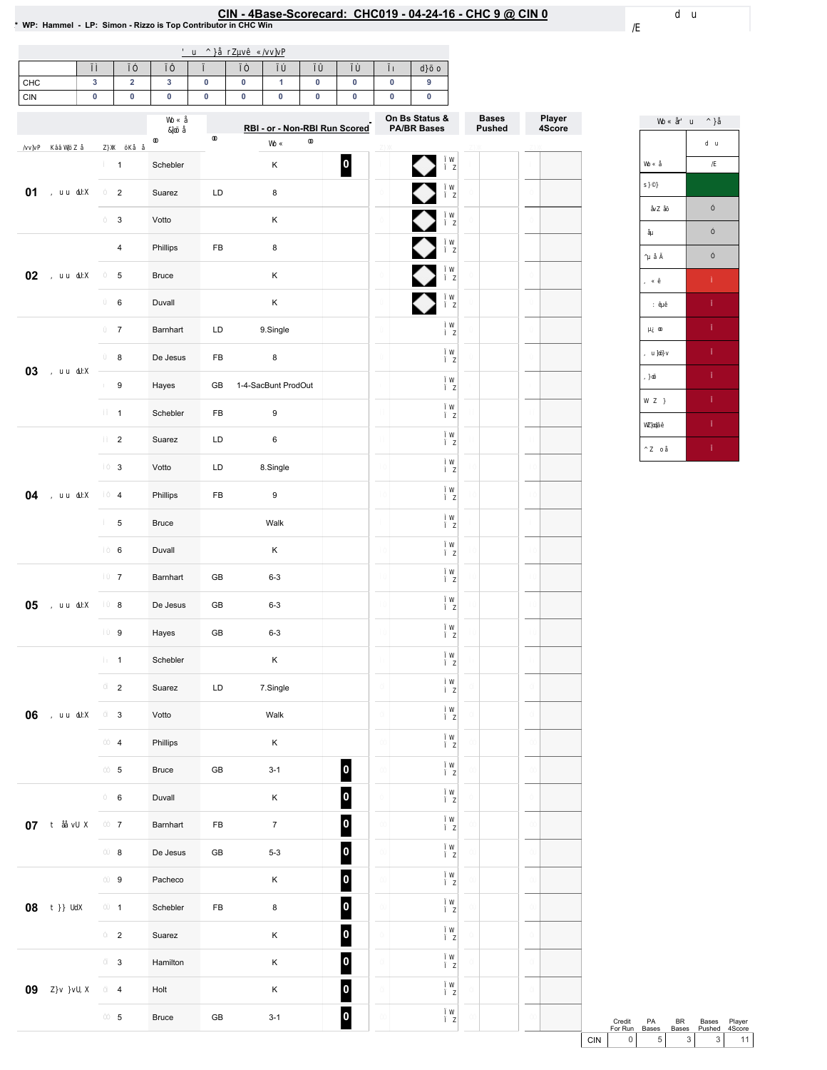# CIN - 4Base-Scorecard: CHC019 - 04-24-16 - CHC 9 @ CIN 0

* WP: Hammel - LP: Simon - Rizzo is Top Contributor in CHC Win

| | | | | | | | | | | |
|---|---|---|---|---|---|---|---|---|---|---|
| CHC | 3 | 2 | 3 | 0 | 0 | 1 | 0 | 0 | 0 | 9 |
| CIN | 0 | 0 | 0 | 0 | 0 | 0 | 0 | 0 | 0 | 0 |

| Inning | # | Player | | RBI - or - Non-RBI Run Scored | |
|---|---|---|---|---|---|
| 01 | 1 | Schebler | | K | 0 |
| | 2 | Suarez | LD | 8 | |
| | 3 | Votto | | K | |
| 02 | 4 | Phillips | FB | 8 | |
| | 5 | Bruce | | K | |
| | 6 | Duvall | | K | |
| 03 | 7 | Barnhart | LD | 9.Single | |
| | 8 | De Jesus | FB | 8 | |
| | 9 | Hayes | GB | 1-4-SacBunt ProdOut | |
| | 1 | Schebler | FB | 9 | |
| 04 | 2 | Suarez | LD | 6 | |
| | 3 | Votto | LD | 8.Single | |
| | 4 | Phillips | FB | 9 | |
| | 5 | Bruce | | Walk | |
| | 6 | Duvall | | K | |
| 05 | 7 | Barnhart | GB | 6-3 | |
| | 8 | De Jesus | GB | 6-3 | |
| | 9 | Hayes | GB | 6-3 | |
| 06 | 1 | Schebler | | K | |
| | 2 | Suarez | LD | 7.Single | |
| | 3 | Votto | | Walk | |
| | 4 | Phillips | | K | |
| | 5 | Bruce | GB | 3-1 | 0 |
| 07 | 6 | Duvall | | K | 0 |
| | 7 | Barnhart | FB | 7 | 0 |
| | 8 | De Jesus | GB | 5-3 | 0 |
| 08 | 9 | Pacheco | | K | 0 |
| | 1 | Schebler | FB | 8 | 0 |
| | 2 | Suarez | | K | 0 |
| 09 | 3 | Hamilton | | K | 0 |
| | 4 | Holt | | K | 0 |
| | 5 | Bruce | GB | 3-1 | 0 |

| | Credit For Run | PA Bases | BR Bases | Bases Pushed | Player 4Score |
|---|---|---|---|---|---|
| CIN | 0 | 5 | 3 | 3 | 11 |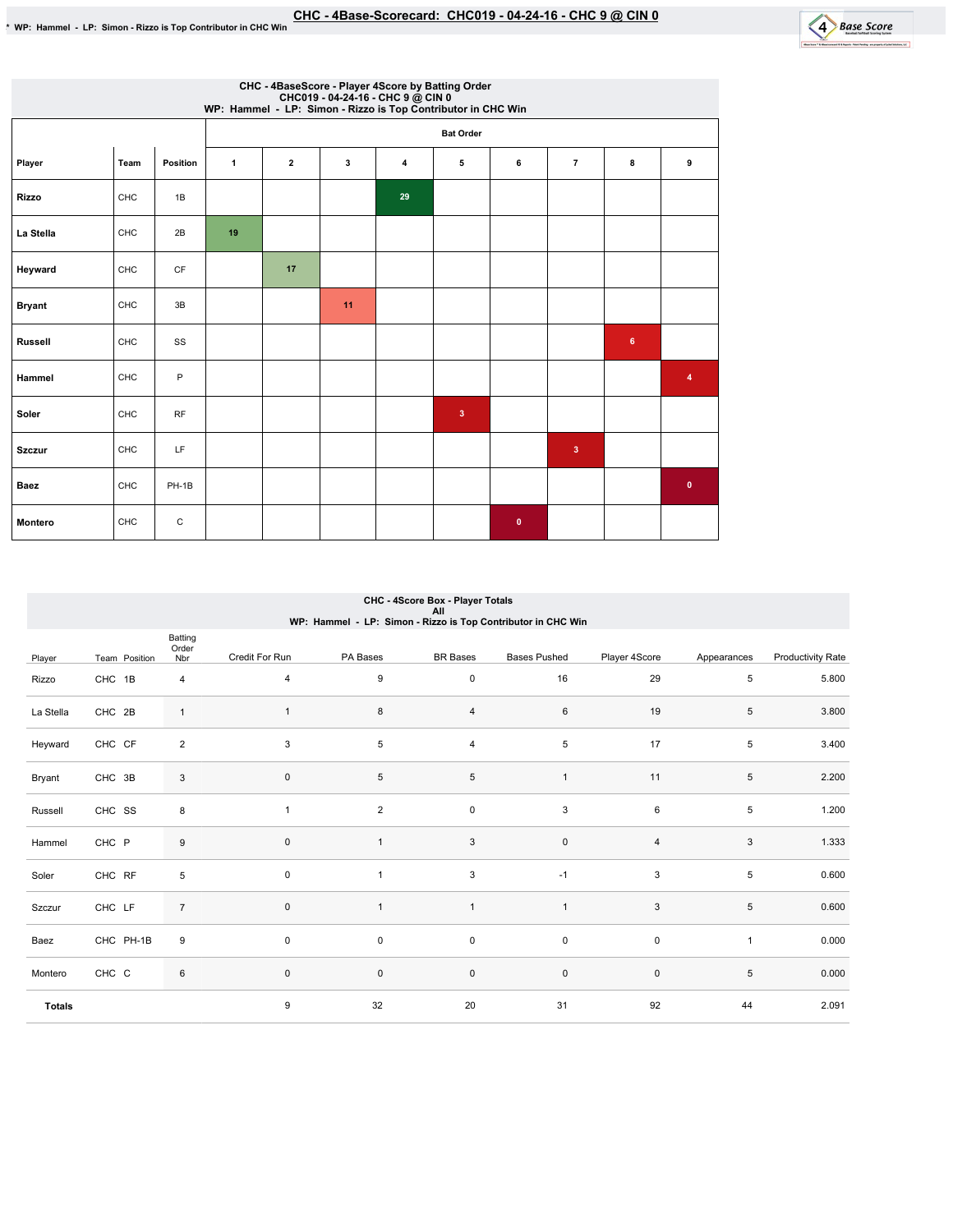# CHC - 4Base-Scorecard: CHC019 - 04-24-16 - CHC 9 @ CIN 0

* WP: Hammel - LP: Simon - Rizzo is Top Contributor in CHC Win

## CHC - 4BaseScore - Player 4Score by Batting Order
CHC019 - 04-24-16 - CHC 9 @ CIN 0
WP: Hammel - LP: Simon - Rizzo is Top Contributor in CHC Win

| | | | Bat Order | | | | | | | | |
|---|---|---|---|---|---|---|---|---|---|---|---|
| Player | Team | Position | 1 | 2 | 3 | 4 | 5 | 6 | 7 | 8 | 9 |
| Rizzo | CHC | 1B | | | | 29 | | | | | |
| La Stella | CHC | 2B | 19 | | | | | | | | |
| Heyward | CHC | CF | | 17 | | | | | | | |
| Bryant | CHC | 3B | | | 11 | | | | | | |
| Russell | CHC | SS | | | | | | | | 6 | |
| Hammel | CHC | P | | | | | | | | | 4 |
| Soler | CHC | RF | | | | | 3 | | | | |
| Szczur | CHC | LF | | | | | | | 3 | | |
| Baez | CHC | PH-1B | | | | | | | | | 0 |
| Montero | CHC | C | | | | | | 0 | | | |

## CHC - 4Score Box - Player Totals
All
WP: Hammel - LP: Simon - Rizzo is Top Contributor in CHC Win

| Player | Team | Position | Batting Order Nbr | Credit For Run | PA Bases | BR Bases | Bases Pushed | Player 4Score | Appearances | Productivity Rate |
|---|---|---|---|---|---|---|---|---|---|---|
| Rizzo | CHC | 1B | 4 | 4 | 9 | 0 | 16 | 29 | 5 | 5.800 |
| La Stella | CHC | 2B | 1 | 1 | 8 | 4 | 6 | 19 | 5 | 3.800 |
| Heyward | CHC | CF | 2 | 3 | 5 | 4 | 5 | 17 | 5 | 3.400 |
| Bryant | CHC | 3B | 3 | 0 | 5 | 5 | 1 | 11 | 5 | 2.200 |
| Russell | CHC | SS | 8 | 1 | 2 | 0 | 3 | 6 | 5 | 1.200 |
| Hammel | CHC | P | 9 | 0 | 1 | 3 | 0 | 4 | 3 | 1.333 |
| Soler | CHC | RF | 5 | 0 | 1 | 3 | -1 | 3 | 5 | 0.600 |
| Szczur | CHC | LF | 7 | 0 | 1 | 1 | 1 | 3 | 5 | 0.600 |
| Baez | CHC | PH-1B | 9 | 0 | 0 | 0 | 0 | 0 | 1 | 0.000 |
| Montero | CHC | C | 6 | 0 | 0 | 0 | 0 | 0 | 5 | 0.000 |
| **Totals** | | | | 9 | 32 | 20 | 31 | 92 | 44 | 2.091 |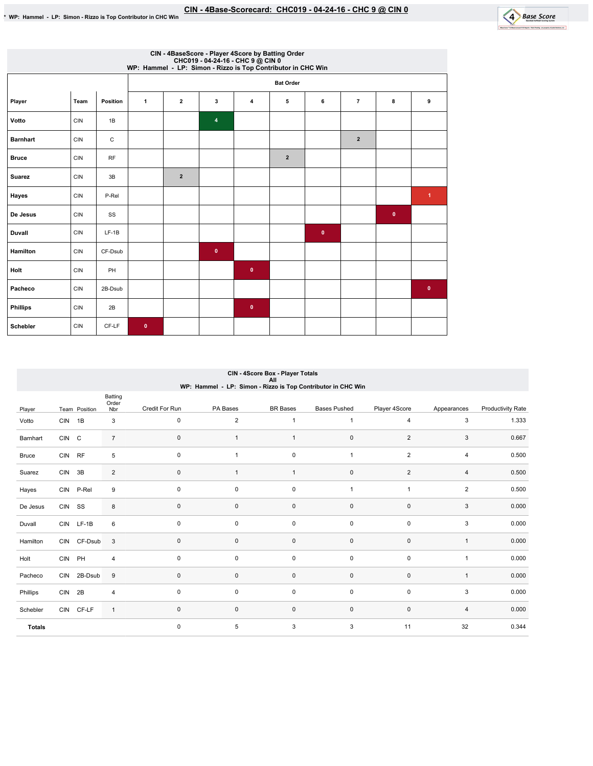# CIN - 4Base-Scorecard: CHC019 - 04-24-16 - CHC 9 @ CIN 0

* WP: Hammel - LP: Simon - Rizzo is Top Contributor in CHC Win

## CIN - 4BaseScore - Player 4Score by Batting Order
CHC019 - 04-24-16 - CHC 9 @ CIN 0
WP: Hammel - LP: Simon - Rizzo is Top Contributor in CHC Win

| | | | Bat Order | | | | | | | | |
|---|---|---|---|---|---|---|---|---|---|---|---|
| Player | Team | Position | 1 | 2 | 3 | 4 | 5 | 6 | 7 | 8 | 9 |
| Votto | CIN | 1B | | | 4 | | | | | | |
| Barnhart | CIN | C | | | | | | | 2 | | |
| Bruce | CIN | RF | | | | | 2 | | | | |
| Suarez | CIN | 3B | | 2 | | | | | | | |
| Hayes | CIN | P-Rel | | | | | | | | | 1 |
| De Jesus | CIN | SS | | | | | | | | 0 | |
| Duvall | CIN | LF-1B | | | | | | 0 | | | |
| Hamilton | CIN | CF-Dsub | | | 0 | | | | | | |
| Holt | CIN | PH | | | | 0 | | | | | |
| Pacheco | CIN | 2B-Dsub | | | | | | | | | 0 |
| Phillips | CIN | 2B | | | | 0 | | | | | |
| Schebler | CIN | CF-LF | 0 | | | | | | | | |

## CIN - 4Score Box - Player Totals
All
WP: Hammel - LP: Simon - Rizzo is Top Contributor in CHC Win

| Player | Team | Position | Batting Order Nbr | Credit For Run | PA Bases | BR Bases | Bases Pushed | Player 4Score | Appearances | Productivity Rate |
|---|---|---|---|---|---|---|---|---|---|---|
| Votto | CIN | 1B | 3 | 0 | 2 | 1 | 1 | 4 | 3 | 1.333 |
| Barnhart | CIN | C | 7 | 0 | 1 | 1 | 0 | 2 | 3 | 0.667 |
| Bruce | CIN | RF | 5 | 0 | 1 | 0 | 1 | 2 | 4 | 0.500 |
| Suarez | CIN | 3B | 2 | 0 | 1 | 1 | 0 | 2 | 4 | 0.500 |
| Hayes | CIN | P-Rel | 9 | 0 | 0 | 0 | 1 | 1 | 2 | 0.500 |
| De Jesus | CIN | SS | 8 | 0 | 0 | 0 | 0 | 0 | 3 | 0.000 |
| Duvall | CIN | LF-1B | 6 | 0 | 0 | 0 | 0 | 0 | 3 | 0.000 |
| Hamilton | CIN | CF-Dsub | 3 | 0 | 0 | 0 | 0 | 0 | 1 | 0.000 |
| Holt | CIN | PH | 4 | 0 | 0 | 0 | 0 | 0 | 1 | 0.000 |
| Pacheco | CIN | 2B-Dsub | 9 | 0 | 0 | 0 | 0 | 0 | 1 | 0.000 |
| Phillips | CIN | 2B | 4 | 0 | 0 | 0 | 0 | 0 | 3 | 0.000 |
| Schebler | CIN | CF-LF | 1 | 0 | 0 | 0 | 0 | 0 | 4 | 0.000 |
| **Totals** | | | | 0 | 5 | 3 | 3 | 11 | 32 | 0.344 |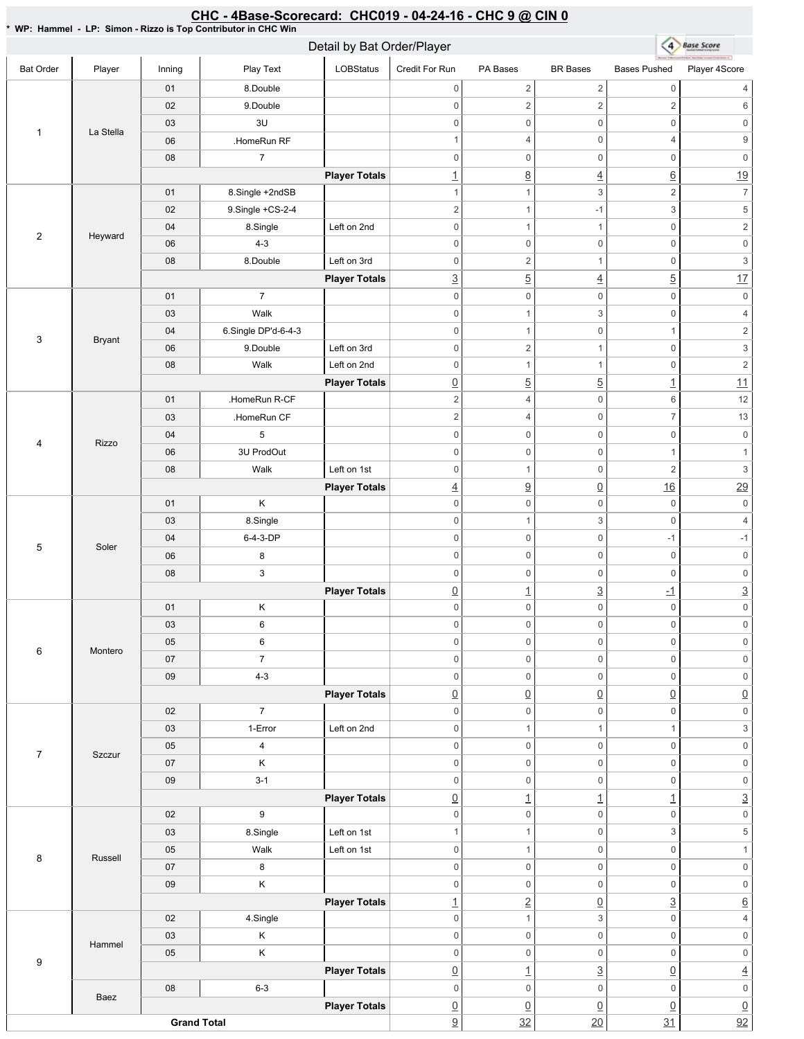## CHC - 4Base-Scorecard: CHC019 - 04-24-16 - CHC 9 @ CIN 0

* WP: Hammel - LP: Simon - Rizzo is Top Contributor in CHC Win

### Detail by Bat Order/Player

| Bat Order | Player | Inning | Play Text | LOBStatus | Credit For Run | PA Bases | BR Bases | Bases Pushed | Player 4Score |
|---|---|---|---|---|---|---|---|---|---|
| 1 | La Stella | 01 | 8.Double | | 0 | 2 | 2 | 0 | 4 |
| | | 02 | 9.Double | | 0 | 2 | 2 | 2 | 6 |
| | | 03 | 3U | | 0 | 0 | 0 | 0 | 0 |
| | | 06 | .HomeRun RF | | 1 | 4 | 0 | 4 | 9 |
| | | 08 | 7 | | 0 | 0 | 0 | 0 | 0 |
| | | | | **Player Totals** | 1 | 8 | 4 | 6 | 19 |
| 2 | Heyward | 01 | 8.Single +2ndSB | | 1 | 1 | 3 | 2 | 7 |
| | | 02 | 9.Single +CS-2-4 | | 2 | 1 | -1 | 3 | 5 |
| | | 04 | 8.Single | Left on 2nd | 0 | 1 | 1 | 0 | 2 |
| | | 06 | 4-3 | | 0 | 0 | 0 | 0 | 0 |
| | | 08 | 8.Double | Left on 3rd | 0 | 2 | 1 | 0 | 3 |
| | | | | **Player Totals** | 3 | 5 | 4 | 5 | 17 |
| 3 | Bryant | 01 | 7 | | 0 | 0 | 0 | 0 | 0 |
| | | 03 | Walk | | 0 | 1 | 3 | 0 | 4 |
| | | 04 | 6.Single DP'd-6-4-3 | | 0 | 1 | 0 | 1 | 2 |
| | | 06 | 9.Double | Left on 3rd | 0 | 2 | 1 | 0 | 3 |
| | | 08 | Walk | Left on 2nd | 0 | 1 | 1 | 0 | 2 |
| | | | | **Player Totals** | 0 | 5 | 5 | 1 | 11 |
| 4 | Rizzo | 01 | .HomeRun R-CF | | 2 | 4 | 0 | 6 | 12 |
| | | 03 | .HomeRun CF | | 2 | 4 | 0 | 7 | 13 |
| | | 04 | 5 | | 0 | 0 | 0 | 0 | 0 |
| | | 06 | 3U ProdOut | | 0 | 0 | 0 | 1 | 1 |
| | | 08 | Walk | Left on 1st | 0 | 1 | 0 | 2 | 3 |
| | | | | **Player Totals** | 4 | 9 | 0 | 16 | 29 |
| 5 | Soler | 01 | K | | 0 | 0 | 0 | 0 | 0 |
| | | 03 | 8.Single | | 0 | 1 | 3 | 0 | 4 |
| | | 04 | 6-4-3-DP | | 0 | 0 | 0 | -1 | -1 |
| | | 06 | 8 | | 0 | 0 | 0 | 0 | 0 |
| | | 08 | 3 | | 0 | 0 | 0 | 0 | 0 |
| | | | | **Player Totals** | 0 | 1 | 3 | -1 | 3 |
| 6 | Montero | 01 | K | | 0 | 0 | 0 | 0 | 0 |
| | | 03 | 6 | | 0 | 0 | 0 | 0 | 0 |
| | | 05 | 6 | | 0 | 0 | 0 | 0 | 0 |
| | | 07 | 7 | | 0 | 0 | 0 | 0 | 0 |
| | | 09 | 4-3 | | 0 | 0 | 0 | 0 | 0 |
| | | | | **Player Totals** | 0 | 0 | 0 | 0 | 0 |
| 7 | Szczur | 02 | 7 | | 0 | 0 | 0 | 0 | 0 |
| | | 03 | 1-Error | Left on 2nd | 0 | 1 | 1 | 1 | 3 |
| | | 05 | 4 | | 0 | 0 | 0 | 0 | 0 |
| | | 07 | K | | 0 | 0 | 0 | 0 | 0 |
| | | 09 | 3-1 | | 0 | 0 | 0 | 0 | 0 |
| | | | | **Player Totals** | 0 | 1 | 1 | 1 | 3 |
| 8 | Russell | 02 | 9 | | 0 | 0 | 0 | 0 | 0 |
| | | 03 | 8.Single | Left on 1st | 1 | 1 | 0 | 3 | 5 |
| | | 05 | Walk | Left on 1st | 0 | 1 | 0 | 0 | 1 |
| | | 07 | 8 | | 0 | 0 | 0 | 0 | 0 |
| | | 09 | K | | 0 | 0 | 0 | 0 | 0 |
| | | | | **Player Totals** | 1 | 2 | 0 | 3 | 6 |
| 9 | Hammel | 02 | 4.Single | | 0 | 1 | 3 | 0 | 4 |
| | | 03 | K | | 0 | 0 | 0 | 0 | 0 |
| | | 05 | K | | 0 | 0 | 0 | 0 | 0 |
| | | | | **Player Totals** | 0 | 1 | 3 | 0 | 4 |
| | Baez | 08 | 6-3 | | 0 | 0 | 0 | 0 | 0 |
| | | | | **Player Totals** | 0 | 0 | 0 | 0 | 0 |
| **Grand Total** | | | | | 9 | 32 | 20 | 31 | 92 |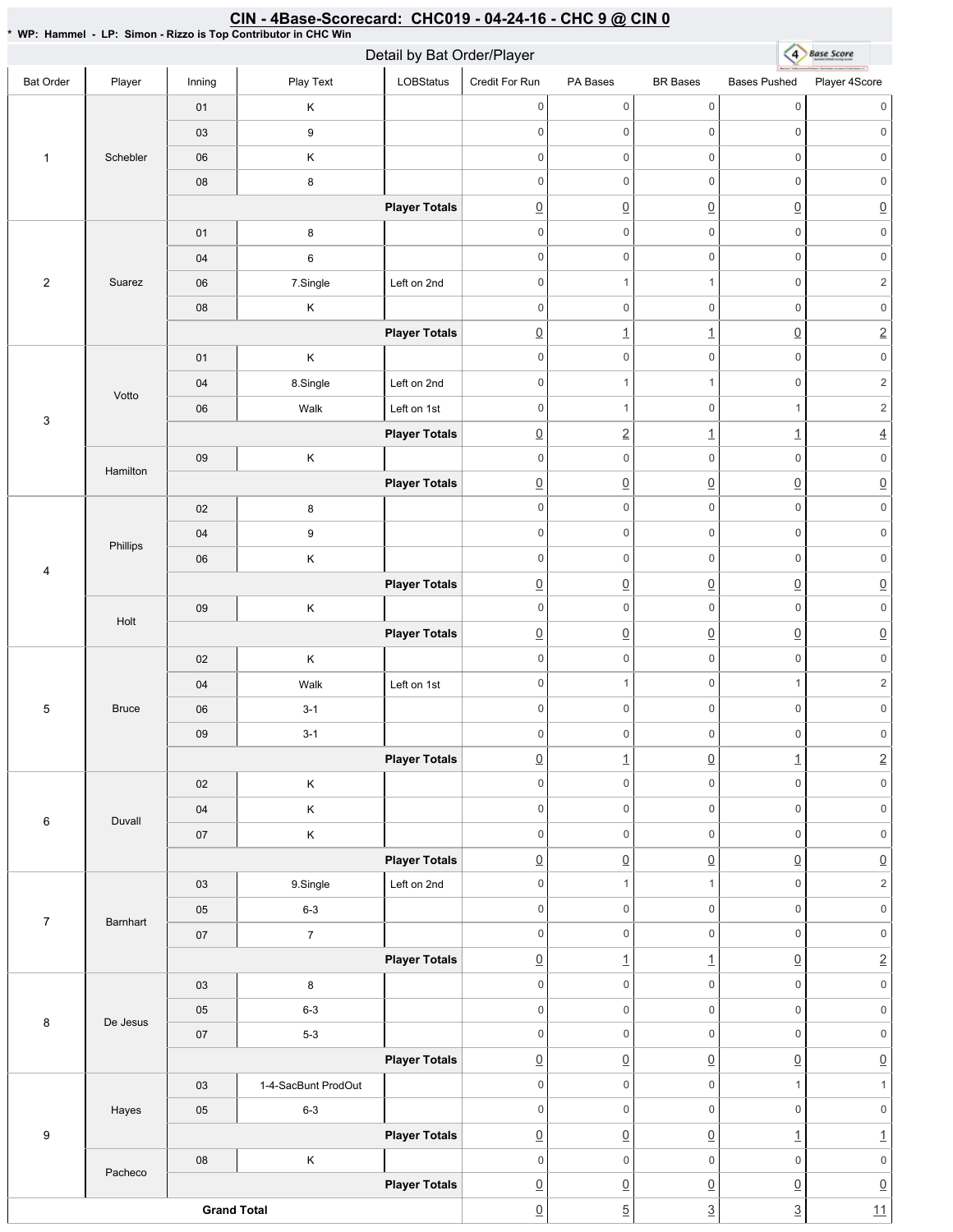# CIN - 4Base-Scorecard: CHC019 - 04-24-16 - CHC 9 @ CIN 0

\* WP: Hammel - LP: Simon - Rizzo is Top Contributor in CHC Win

## Detail by Bat Order/Player

| Bat Order | Player | Inning | Play Text | LOBStatus | Credit For Run | PA Bases | BR Bases | Bases Pushed | Player 4Score |
|---|---|---|---|---|---|---|---|---|---|
| 1 | Schebler | 01 | K | | 0 | 0 | 0 | 0 | 0 |
| | | 03 | 9 | | 0 | 0 | 0 | 0 | 0 |
| | | 06 | K | | 0 | 0 | 0 | 0 | 0 |
| | | 08 | 8 | | 0 | 0 | 0 | 0 | 0 |
| | | | | **Player Totals** | 0 | 0 | 0 | 0 | 0 |
| 2 | Suarez | 01 | 8 | | 0 | 0 | 0 | 0 | 0 |
| | | 04 | 6 | | 0 | 0 | 0 | 0 | 0 |
| | | 06 | 7.Single | Left on 2nd | 0 | 1 | 1 | 0 | 2 |
| | | 08 | K | | 0 | 0 | 0 | 0 | 0 |
| | | | | **Player Totals** | 0 | 1 | 1 | 0 | 2 |
| 3 | Votto | 01 | K | | 0 | 0 | 0 | 0 | 0 |
| | | 04 | 8.Single | Left on 2nd | 0 | 1 | 1 | 0 | 2 |
| | | 06 | Walk | Left on 1st | 0 | 1 | 0 | 1 | 2 |
| | | | | **Player Totals** | 0 | 2 | 1 | 1 | 4 |
| | Hamilton | 09 | K | | 0 | 0 | 0 | 0 | 0 |
| | | | | **Player Totals** | 0 | 0 | 0 | 0 | 0 |
| 4 | Phillips | 02 | 8 | | 0 | 0 | 0 | 0 | 0 |
| | | 04 | 9 | | 0 | 0 | 0 | 0 | 0 |
| | | 06 | K | | 0 | 0 | 0 | 0 | 0 |
| | | | | **Player Totals** | 0 | 0 | 0 | 0 | 0 |
| | Holt | 09 | K | | 0 | 0 | 0 | 0 | 0 |
| | | | | **Player Totals** | 0 | 0 | 0 | 0 | 0 |
| 5 | Bruce | 02 | K | | 0 | 0 | 0 | 0 | 0 |
| | | 04 | Walk | Left on 1st | 0 | 1 | 0 | 1 | 2 |
| | | 06 | 3-1 | | 0 | 0 | 0 | 0 | 0 |
| | | 09 | 3-1 | | 0 | 0 | 0 | 0 | 0 |
| | | | | **Player Totals** | 0 | 1 | 0 | 1 | 2 |
| 6 | Duvall | 02 | K | | 0 | 0 | 0 | 0 | 0 |
| | | 04 | K | | 0 | 0 | 0 | 0 | 0 |
| | | 07 | K | | 0 | 0 | 0 | 0 | 0 |
| | | | | **Player Totals** | 0 | 0 | 0 | 0 | 0 |
| 7 | Barnhart | 03 | 9.Single | Left on 2nd | 0 | 1 | 1 | 0 | 2 |
| | | 05 | 6-3 | | 0 | 0 | 0 | 0 | 0 |
| | | 07 | 7 | | 0 | 0 | 0 | 0 | 0 |
| | | | | **Player Totals** | 0 | 1 | 1 | 0 | 2 |
| 8 | De Jesus | 03 | 8 | | 0 | 0 | 0 | 0 | 0 |
| | | 05 | 6-3 | | 0 | 0 | 0 | 0 | 0 |
| | | 07 | 5-3 | | 0 | 0 | 0 | 0 | 0 |
| | | | | **Player Totals** | 0 | 0 | 0 | 0 | 0 |
| 9 | Hayes | 03 | 1-4-SacBunt ProdOut | | 0 | 0 | 0 | 1 | 1 |
| | | 05 | 6-3 | | 0 | 0 | 0 | 0 | 0 |
| | | | | **Player Totals** | 0 | 0 | 0 | 1 | 1 |
| | Pacheco | 08 | K | | 0 | 0 | 0 | 0 | 0 |
| | | | | **Player Totals** | 0 | 0 | 0 | 0 | 0 |
| **Grand Total** | | | | | 0 | 5 | 3 | 3 | 11 |